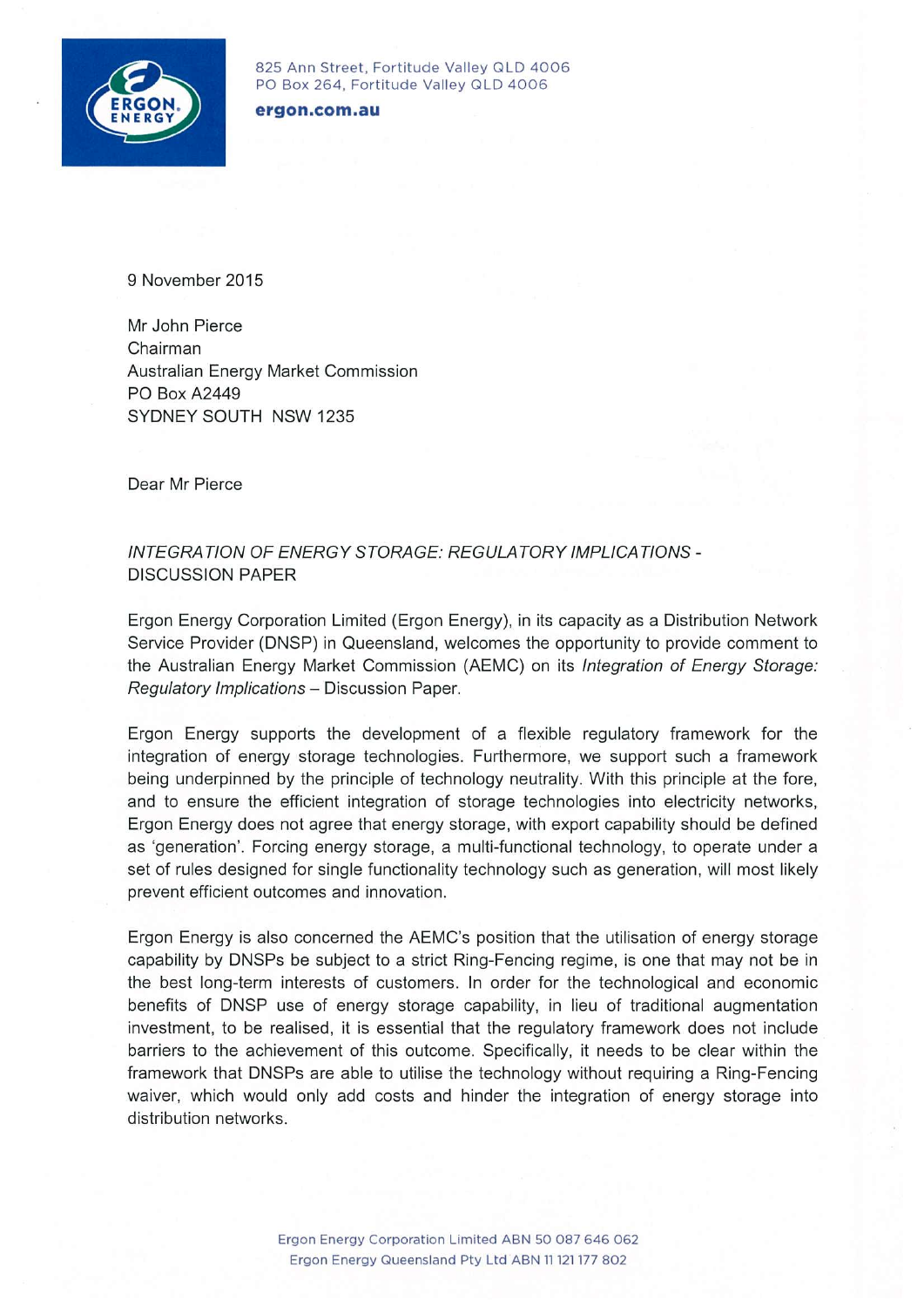825 Ann Street, Fortitude Valley QLD 4006
PO Box 264, Fortitude Valley QLD 4006

**ergon.com.au**

9 November 2015

Mr John Pierce
Chairman
Australian Energy Market Commission
PO Box A2449
SYDNEY SOUTH NSW 1235

Dear Mr Pierce

*INTEGRATION OF ENERGY STORAGE: REGULATORY IMPLICATIONS* - DISCUSSION PAPER

Ergon Energy Corporation Limited (Ergon Energy), in its capacity as a Distribution Network Service Provider (DNSP) in Queensland, welcomes the opportunity to provide comment to the Australian Energy Market Commission (AEMC) on its *Integration of Energy Storage: Regulatory Implications* – Discussion Paper.

Ergon Energy supports the development of a flexible regulatory framework for the integration of energy storage technologies. Furthermore, we support such a framework being underpinned by the principle of technology neutrality. With this principle at the fore, and to ensure the efficient integration of storage technologies into electricity networks, Ergon Energy does not agree that energy storage, with export capability should be defined as 'generation'. Forcing energy storage, a multi-functional technology, to operate under a set of rules designed for single functionality technology such as generation, will most likely prevent efficient outcomes and innovation.

Ergon Energy is also concerned the AEMC's position that the utilisation of energy storage capability by DNSPs be subject to a strict Ring-Fencing regime, is one that may not be in the best long-term interests of customers. In order for the technological and economic benefits of DNSP use of energy storage capability, in lieu of traditional augmentation investment, to be realised, it is essential that the regulatory framework does not include barriers to the achievement of this outcome. Specifically, it needs to be clear within the framework that DNSPs are able to utilise the technology without requiring a Ring-Fencing waiver, which would only add costs and hinder the integration of energy storage into distribution networks.

Ergon Energy Corporation Limited ABN 50 087 646 062
Ergon Energy Queensland Pty Ltd ABN 11 121 177 802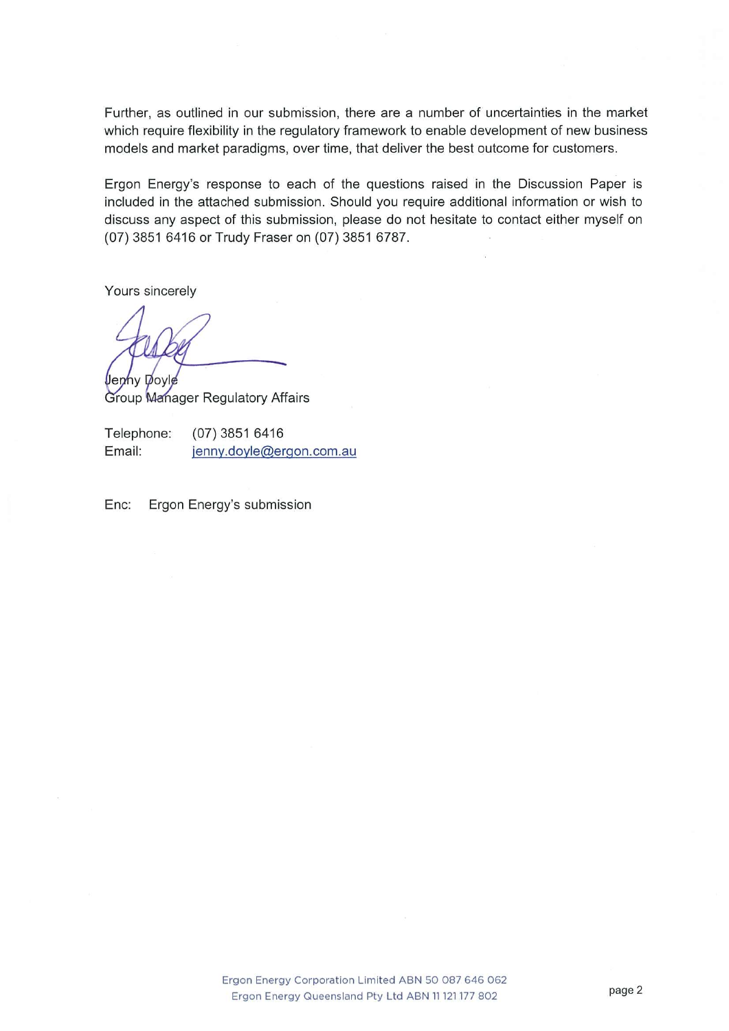Further, as outlined in our submission, there are a number of uncertainties in the market which require flexibility in the regulatory framework to enable development of new business models and market paradigms, over time, that deliver the best outcome for customers.

Ergon Energy's response to each of the questions raised in the Discussion Paper is included in the attached submission. Should you require additional information or wish to discuss any aspect of this submission, please do not hesitate to contact either myself on (07) 3851 6416 or Trudy Fraser on (07) 3851 6787.

Yours sincerely

Jenny Doyle
Group Manager Regulatory Affairs

Telephone: (07) 3851 6416
Email: jenny.doyle@ergon.com.au

Enc: Ergon Energy's submission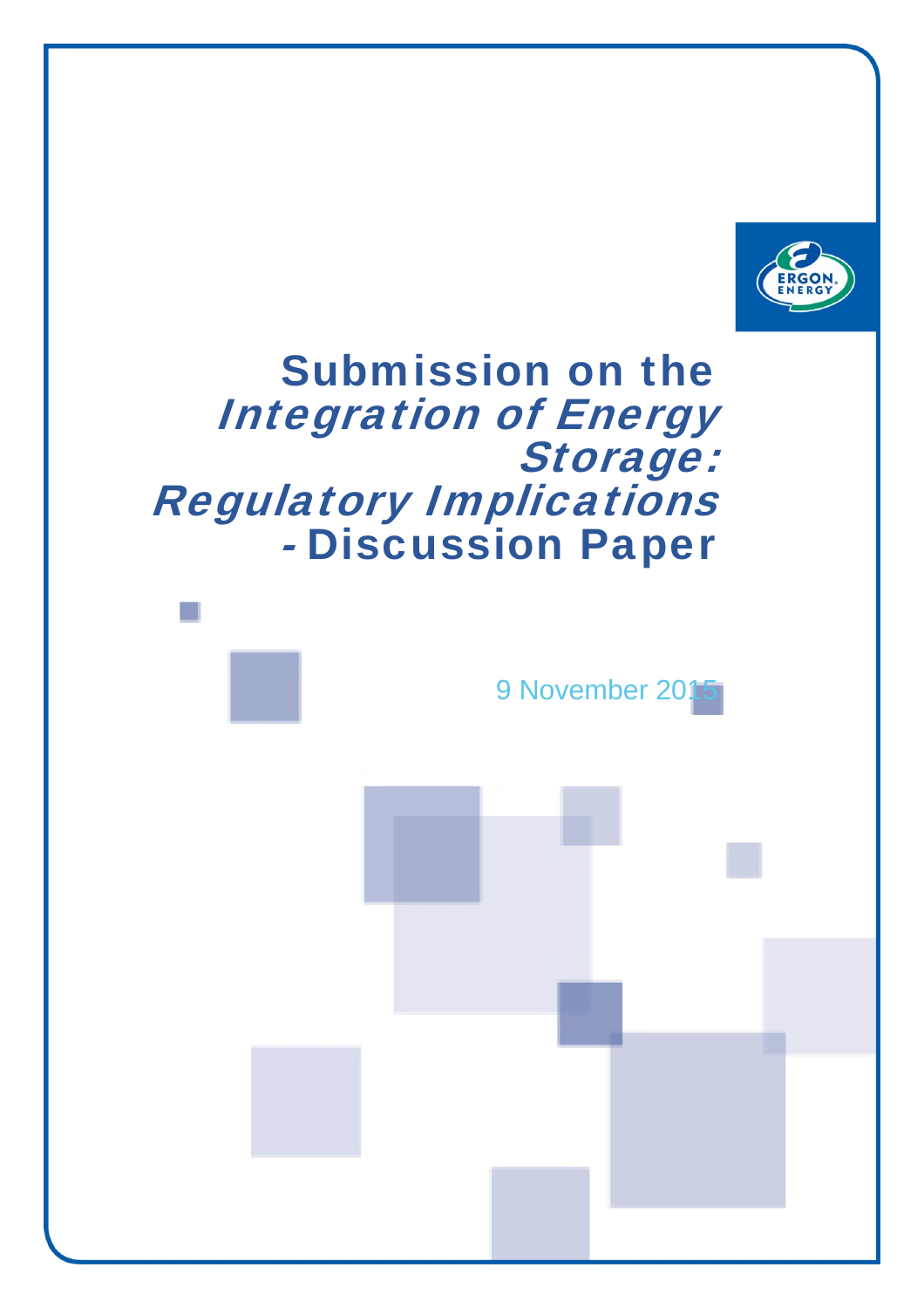# Submission on the *Integration of Energy Storage: Regulatory Implications* - Discussion Paper

9 November 2015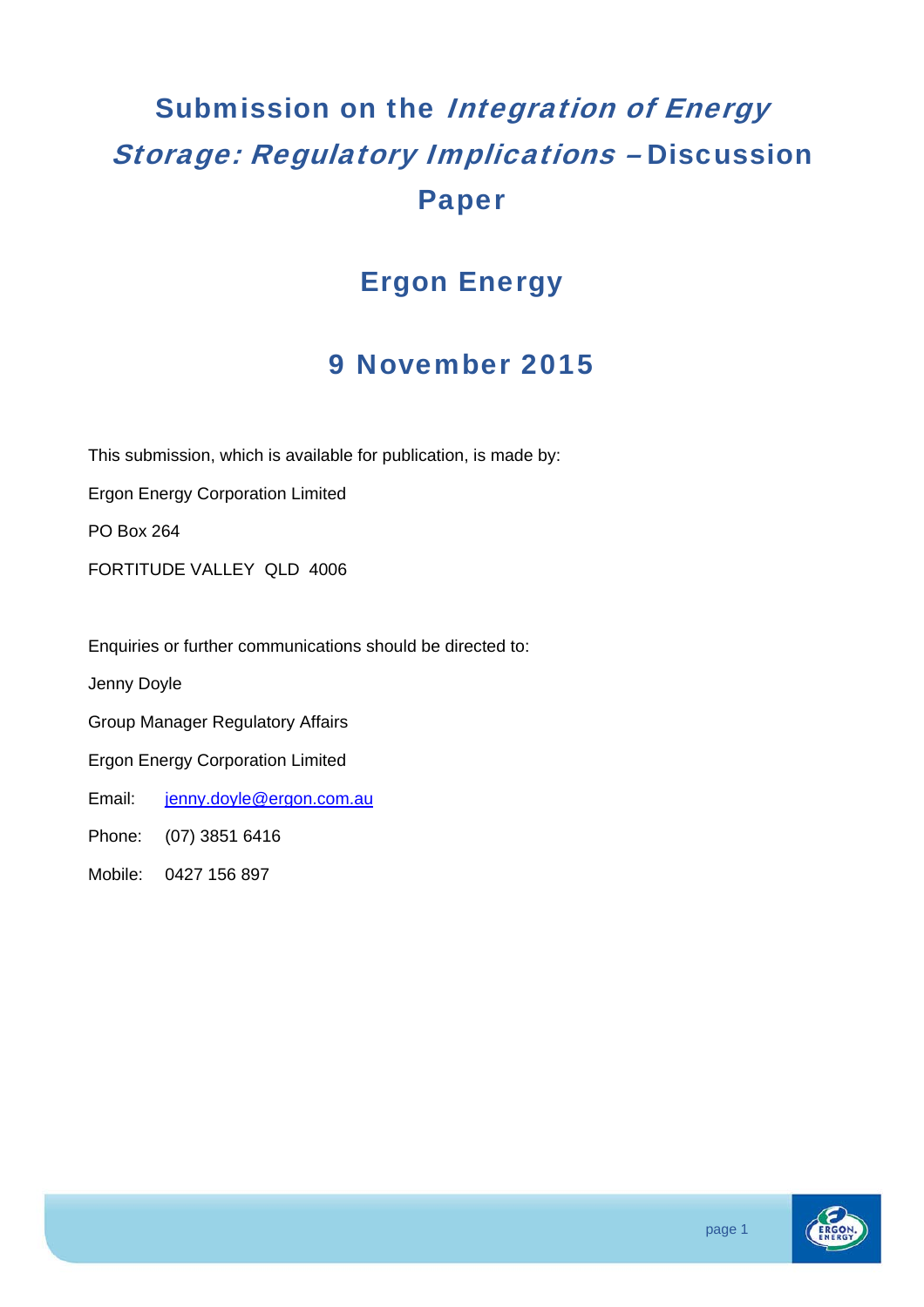# Submission on the *Integration of Energy Storage: Regulatory Implications* – Discussion Paper

## Ergon Energy

## 9 November 2015

This submission, which is available for publication, is made by:

Ergon Energy Corporation Limited

PO Box 264

FORTITUDE VALLEY QLD 4006

Enquiries or further communications should be directed to:

Jenny Doyle

Group Manager Regulatory Affairs

Ergon Energy Corporation Limited

Email: jenny.doyle@ergon.com.au

Phone: (07) 3851 6416

Mobile: 0427 156 897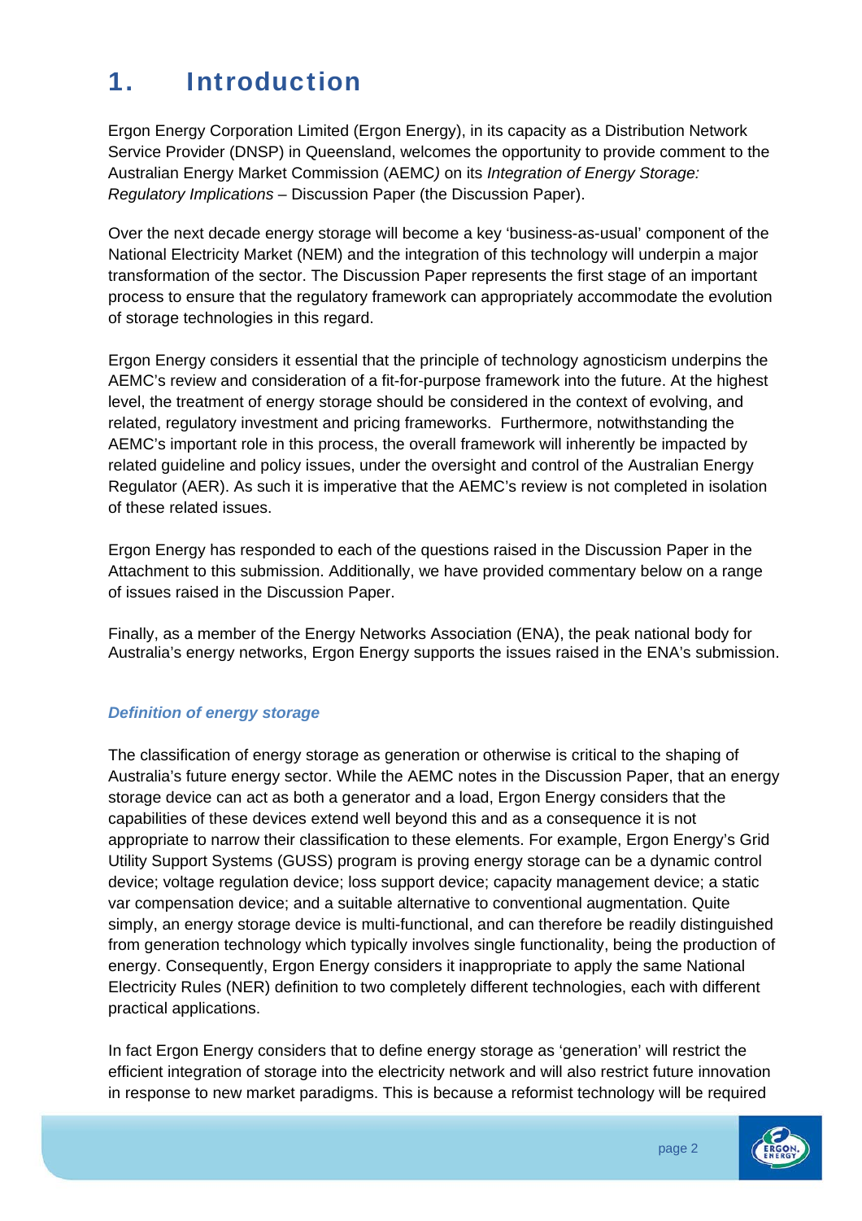# 1. Introduction

Ergon Energy Corporation Limited (Ergon Energy), in its capacity as a Distribution Network Service Provider (DNSP) in Queensland, welcomes the opportunity to provide comment to the Australian Energy Market Commission (AEMC*)* on its *Integration of Energy Storage: Regulatory Implications* – Discussion Paper (the Discussion Paper).

Over the next decade energy storage will become a key 'business-as-usual' component of the National Electricity Market (NEM) and the integration of this technology will underpin a major transformation of the sector. The Discussion Paper represents the first stage of an important process to ensure that the regulatory framework can appropriately accommodate the evolution of storage technologies in this regard.

Ergon Energy considers it essential that the principle of technology agnosticism underpins the AEMC's review and consideration of a fit-for-purpose framework into the future. At the highest level, the treatment of energy storage should be considered in the context of evolving, and related, regulatory investment and pricing frameworks. Furthermore, notwithstanding the AEMC's important role in this process, the overall framework will inherently be impacted by related guideline and policy issues, under the oversight and control of the Australian Energy Regulator (AER). As such it is imperative that the AEMC's review is not completed in isolation of these related issues.

Ergon Energy has responded to each of the questions raised in the Discussion Paper in the Attachment to this submission. Additionally, we have provided commentary below on a range of issues raised in the Discussion Paper.

Finally, as a member of the Energy Networks Association (ENA), the peak national body for Australia's energy networks, Ergon Energy supports the issues raised in the ENA's submission.

### *Definition of energy storage*

The classification of energy storage as generation or otherwise is critical to the shaping of Australia's future energy sector. While the AEMC notes in the Discussion Paper, that an energy storage device can act as both a generator and a load, Ergon Energy considers that the capabilities of these devices extend well beyond this and as a consequence it is not appropriate to narrow their classification to these elements. For example, Ergon Energy's Grid Utility Support Systems (GUSS) program is proving energy storage can be a dynamic control device; voltage regulation device; loss support device; capacity management device; a static var compensation device; and a suitable alternative to conventional augmentation. Quite simply, an energy storage device is multi-functional, and can therefore be readily distinguished from generation technology which typically involves single functionality, being the production of energy. Consequently, Ergon Energy considers it inappropriate to apply the same National Electricity Rules (NER) definition to two completely different technologies, each with different practical applications.

In fact Ergon Energy considers that to define energy storage as 'generation' will restrict the efficient integration of storage into the electricity network and will also restrict future innovation in response to new market paradigms. This is because a reformist technology will be required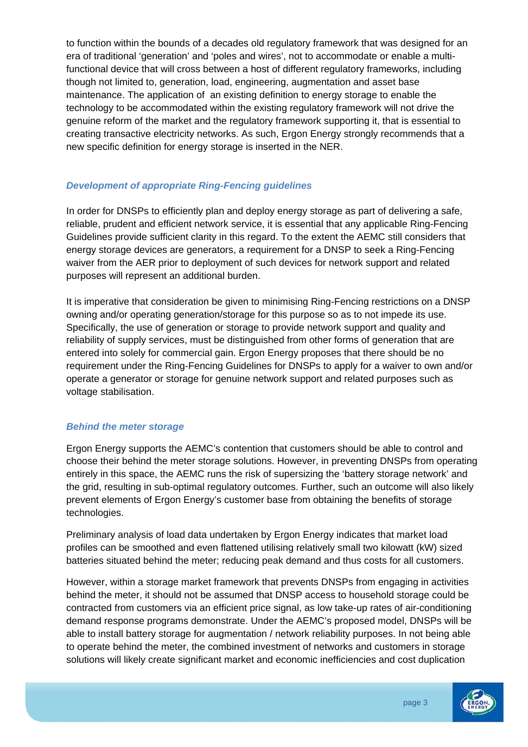to function within the bounds of a decades old regulatory framework that was designed for an era of traditional 'generation' and 'poles and wires', not to accommodate or enable a multi-functional device that will cross between a host of different regulatory frameworks, including though not limited to, generation, load, engineering, augmentation and asset base maintenance. The application of an existing definition to energy storage to enable the technology to be accommodated within the existing regulatory framework will not drive the genuine reform of the market and the regulatory framework supporting it, that is essential to creating transactive electricity networks. As such, Ergon Energy strongly recommends that a new specific definition for energy storage is inserted in the NER.

### *Development of appropriate Ring-Fencing guidelines*

In order for DNSPs to efficiently plan and deploy energy storage as part of delivering a safe, reliable, prudent and efficient network service, it is essential that any applicable Ring-Fencing Guidelines provide sufficient clarity in this regard. To the extent the AEMC still considers that energy storage devices are generators, a requirement for a DNSP to seek a Ring-Fencing waiver from the AER prior to deployment of such devices for network support and related purposes will represent an additional burden.

It is imperative that consideration be given to minimising Ring-Fencing restrictions on a DNSP owning and/or operating generation/storage for this purpose so as to not impede its use. Specifically, the use of generation or storage to provide network support and quality and reliability of supply services, must be distinguished from other forms of generation that are entered into solely for commercial gain. Ergon Energy proposes that there should be no requirement under the Ring-Fencing Guidelines for DNSPs to apply for a waiver to own and/or operate a generator or storage for genuine network support and related purposes such as voltage stabilisation.

### *Behind the meter storage*

Ergon Energy supports the AEMC's contention that customers should be able to control and choose their behind the meter storage solutions. However, in preventing DNSPs from operating entirely in this space, the AEMC runs the risk of supersizing the 'battery storage network' and the grid, resulting in sub-optimal regulatory outcomes. Further, such an outcome will also likely prevent elements of Ergon Energy's customer base from obtaining the benefits of storage technologies.

Preliminary analysis of load data undertaken by Ergon Energy indicates that market load profiles can be smoothed and even flattened utilising relatively small two kilowatt (kW) sized batteries situated behind the meter; reducing peak demand and thus costs for all customers.

However, within a storage market framework that prevents DNSPs from engaging in activities behind the meter, it should not be assumed that DNSP access to household storage could be contracted from customers via an efficient price signal, as low take-up rates of air-conditioning demand response programs demonstrate. Under the AEMC's proposed model, DNSPs will be able to install battery storage for augmentation / network reliability purposes. In not being able to operate behind the meter, the combined investment of networks and customers in storage solutions will likely create significant market and economic inefficiencies and cost duplication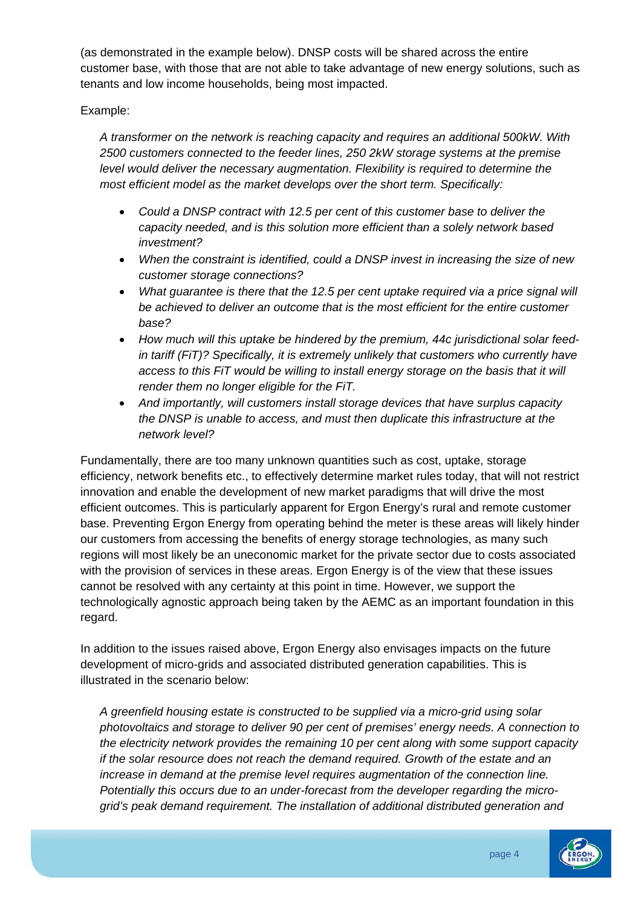(as demonstrated in the example below). DNSP costs will be shared across the entire customer base, with those that are not able to take advantage of new energy solutions, such as tenants and low income households, being most impacted.

Example:

*A transformer on the network is reaching capacity and requires an additional 500kW. With 2500 customers connected to the feeder lines, 250 2kW storage systems at the premise level would deliver the necessary augmentation. Flexibility is required to determine the most efficient model as the market develops over the short term. Specifically:*

- *Could a DNSP contract with 12.5 per cent of this customer base to deliver the capacity needed, and is this solution more efficient than a solely network based investment?*
- *When the constraint is identified, could a DNSP invest in increasing the size of new customer storage connections?*
- *What guarantee is there that the 12.5 per cent uptake required via a price signal will be achieved to deliver an outcome that is the most efficient for the entire customer base?*
- *How much will this uptake be hindered by the premium, 44c jurisdictional solar feed-in tariff (FiT)? Specifically, it is extremely unlikely that customers who currently have access to this FiT would be willing to install energy storage on the basis that it will render them no longer eligible for the FiT.*
- *And importantly, will customers install storage devices that have surplus capacity the DNSP is unable to access, and must then duplicate this infrastructure at the network level?*

Fundamentally, there are too many unknown quantities such as cost, uptake, storage efficiency, network benefits etc., to effectively determine market rules today, that will not restrict innovation and enable the development of new market paradigms that will drive the most efficient outcomes. This is particularly apparent for Ergon Energy's rural and remote customer base. Preventing Ergon Energy from operating behind the meter is these areas will likely hinder our customers from accessing the benefits of energy storage technologies, as many such regions will most likely be an uneconomic market for the private sector due to costs associated with the provision of services in these areas. Ergon Energy is of the view that these issues cannot be resolved with any certainty at this point in time. However, we support the technologically agnostic approach being taken by the AEMC as an important foundation in this regard.

In addition to the issues raised above, Ergon Energy also envisages impacts on the future development of micro-grids and associated distributed generation capabilities. This is illustrated in the scenario below:

*A greenfield housing estate is constructed to be supplied via a micro-grid using solar photovoltaics and storage to deliver 90 per cent of premises' energy needs. A connection to the electricity network provides the remaining 10 per cent along with some support capacity if the solar resource does not reach the demand required. Growth of the estate and an increase in demand at the premise level requires augmentation of the connection line. Potentially this occurs due to an under-forecast from the developer regarding the micro-grid's peak demand requirement. The installation of additional distributed generation and*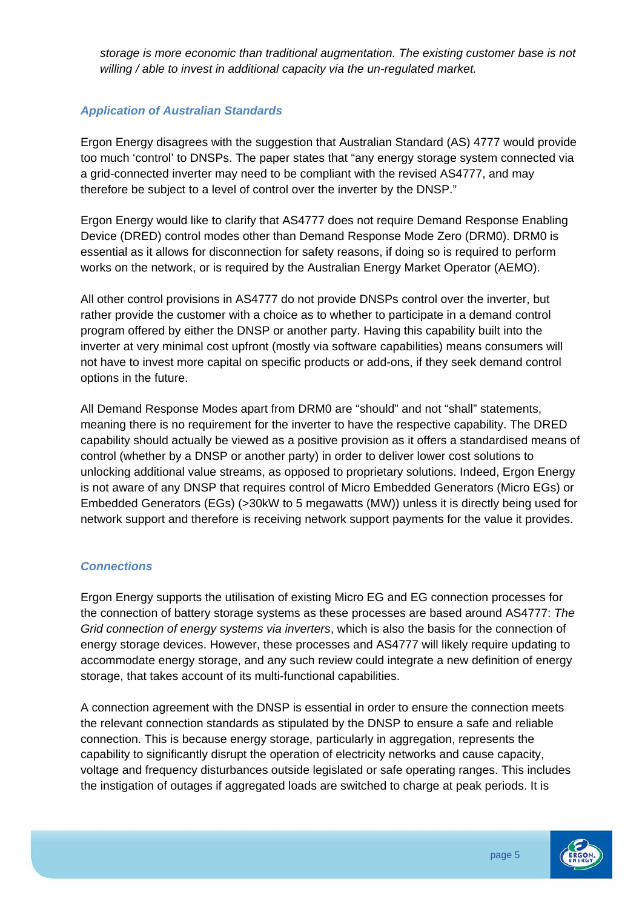*storage is more economic than traditional augmentation. The existing customer base is not willing / able to invest in additional capacity via the un-regulated market.*

### *Application of Australian Standards*

Ergon Energy disagrees with the suggestion that Australian Standard (AS) 4777 would provide too much 'control' to DNSPs. The paper states that "any energy storage system connected via a grid-connected inverter may need to be compliant with the revised AS4777, and may therefore be subject to a level of control over the inverter by the DNSP."

Ergon Energy would like to clarify that AS4777 does not require Demand Response Enabling Device (DRED) control modes other than Demand Response Mode Zero (DRM0). DRM0 is essential as it allows for disconnection for safety reasons, if doing so is required to perform works on the network, or is required by the Australian Energy Market Operator (AEMO).

All other control provisions in AS4777 do not provide DNSPs control over the inverter, but rather provide the customer with a choice as to whether to participate in a demand control program offered by either the DNSP or another party. Having this capability built into the inverter at very minimal cost upfront (mostly via software capabilities) means consumers will not have to invest more capital on specific products or add-ons, if they seek demand control options in the future.

All Demand Response Modes apart from DRM0 are "should" and not "shall" statements, meaning there is no requirement for the inverter to have the respective capability. The DRED capability should actually be viewed as a positive provision as it offers a standardised means of control (whether by a DNSP or another party) in order to deliver lower cost solutions to unlocking additional value streams, as opposed to proprietary solutions. Indeed, Ergon Energy is not aware of any DNSP that requires control of Micro Embedded Generators (Micro EGs) or Embedded Generators (EGs) (>30kW to 5 megawatts (MW)) unless it is directly being used for network support and therefore is receiving network support payments for the value it provides.

### *Connections*

Ergon Energy supports the utilisation of existing Micro EG and EG connection processes for the connection of battery storage systems as these processes are based around AS4777: *The Grid connection of energy systems via inverters*, which is also the basis for the connection of energy storage devices. However, these processes and AS4777 will likely require updating to accommodate energy storage, and any such review could integrate a new definition of energy storage, that takes account of its multi-functional capabilities.

A connection agreement with the DNSP is essential in order to ensure the connection meets the relevant connection standards as stipulated by the DNSP to ensure a safe and reliable connection. This is because energy storage, particularly in aggregation, represents the capability to significantly disrupt the operation of electricity networks and cause capacity, voltage and frequency disturbances outside legislated or safe operating ranges. This includes the instigation of outages if aggregated loads are switched to charge at peak periods. It is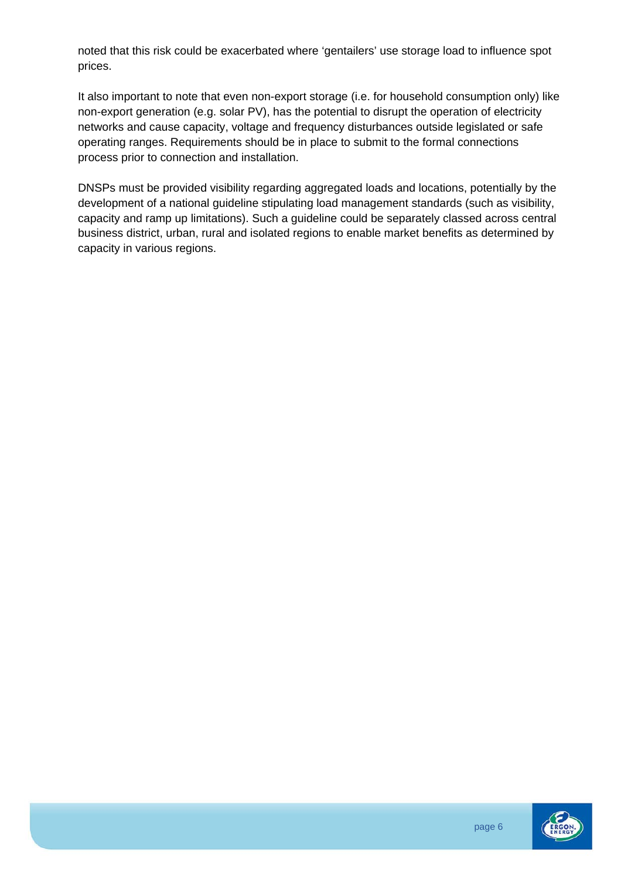noted that this risk could be exacerbated where 'gentailers' use storage load to influence spot prices.

It also important to note that even non-export storage (i.e. for household consumption only) like non-export generation (e.g. solar PV), has the potential to disrupt the operation of electricity networks and cause capacity, voltage and frequency disturbances outside legislated or safe operating ranges. Requirements should be in place to submit to the formal connections process prior to connection and installation.

DNSPs must be provided visibility regarding aggregated loads and locations, potentially by the development of a national guideline stipulating load management standards (such as visibility, capacity and ramp up limitations). Such a guideline could be separately classed across central business district, urban, rural and isolated regions to enable market benefits as determined by capacity in various regions.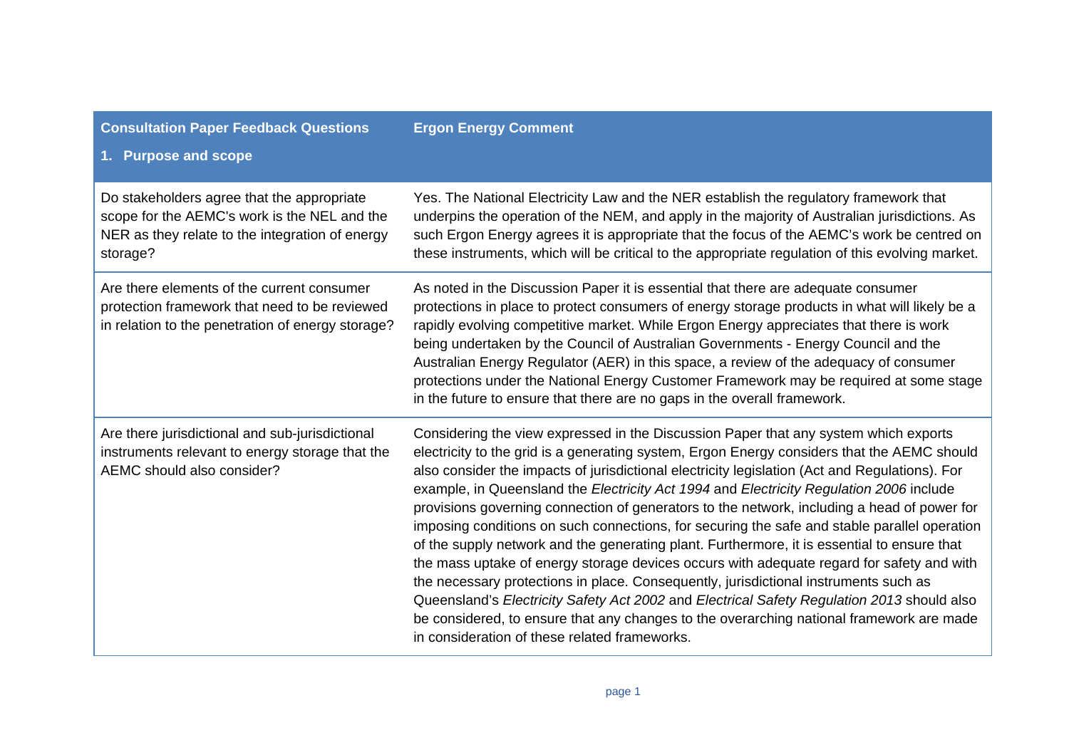| Consultation Paper Feedback Questions<br>1. Purpose and scope | Ergon Energy Comment |
|---|---|
| Do stakeholders agree that the appropriate scope for the AEMC's work is the NEL and the NER as they relate to the integration of energy storage? | Yes. The National Electricity Law and the NER establish the regulatory framework that underpins the operation of the NEM, and apply in the majority of Australian jurisdictions. As such Ergon Energy agrees it is appropriate that the focus of the AEMC's work be centred on these instruments, which will be critical to the appropriate regulation of this evolving market. |
| Are there elements of the current consumer protection framework that need to be reviewed in relation to the penetration of energy storage? | As noted in the Discussion Paper it is essential that there are adequate consumer protections in place to protect consumers of energy storage products in what will likely be a rapidly evolving competitive market. While Ergon Energy appreciates that there is work being undertaken by the Council of Australian Governments - Energy Council and the Australian Energy Regulator (AER) in this space, a review of the adequacy of consumer protections under the National Energy Customer Framework may be required at some stage in the future to ensure that there are no gaps in the overall framework. |
| Are there jurisdictional and sub-jurisdictional instruments relevant to energy storage that the AEMC should also consider? | Considering the view expressed in the Discussion Paper that any system which exports electricity to the grid is a generating system, Ergon Energy considers that the AEMC should also consider the impacts of jurisdictional electricity legislation (Act and Regulations). For example, in Queensland the *Electricity Act 1994* and *Electricity Regulation 2006* include provisions governing connection of generators to the network, including a head of power for imposing conditions on such connections, for securing the safe and stable parallel operation of the supply network and the generating plant. Furthermore, it is essential to ensure that the mass uptake of energy storage devices occurs with adequate regard for safety and with the necessary protections in place. Consequently, jurisdictional instruments such as Queensland's *Electricity Safety Act 2002* and *Electrical Safety Regulation 2013* should also be considered, to ensure that any changes to the overarching national framework are made in consideration of these related frameworks. |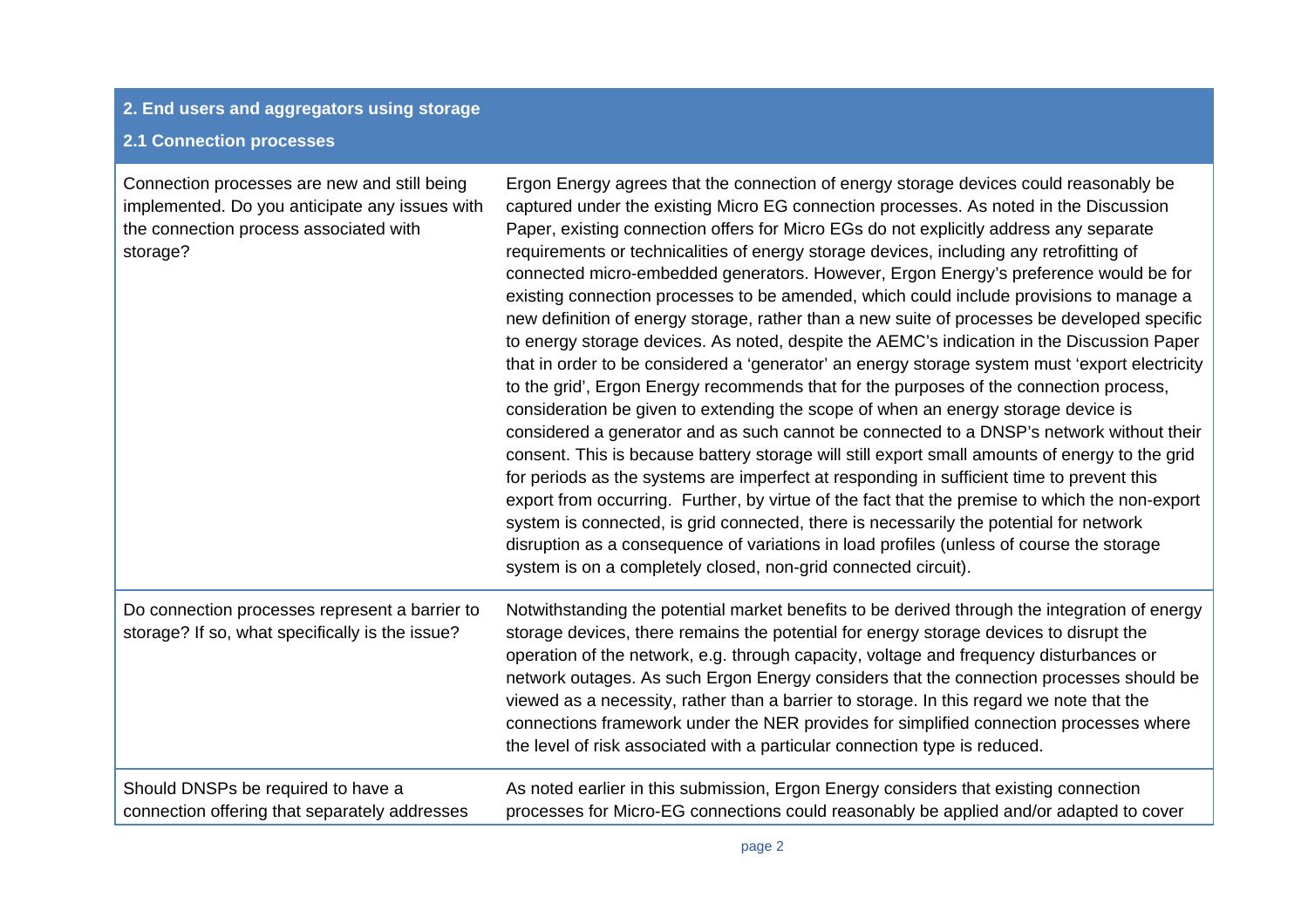| 2. End users and aggregators using storage<br>2.1 Connection processes | |
|---|---|
| Connection processes are new and still being implemented. Do you anticipate any issues with the connection process associated with storage? | Ergon Energy agrees that the connection of energy storage devices could reasonably be captured under the existing Micro EG connection processes. As noted in the Discussion Paper, existing connection offers for Micro EGs do not explicitly address any separate requirements or technicalities of energy storage devices, including any retrofitting of connected micro-embedded generators. However, Ergon Energy's preference would be for existing connection processes to be amended, which could include provisions to manage a new definition of energy storage, rather than a new suite of processes be developed specific to energy storage devices. As noted, despite the AEMC's indication in the Discussion Paper that in order to be considered a 'generator' an energy storage system must 'export electricity to the grid', Ergon Energy recommends that for the purposes of the connection process, consideration be given to extending the scope of when an energy storage device is considered a generator and as such cannot be connected to a DNSP's network without their consent. This is because battery storage will still export small amounts of energy to the grid for periods as the systems are imperfect at responding in sufficient time to prevent this export from occurring. Further, by virtue of the fact that the premise to which the non-export system is connected, is grid connected, there is necessarily the potential for network disruption as a consequence of variations in load profiles (unless of course the storage system is on a completely closed, non-grid connected circuit). |
| Do connection processes represent a barrier to storage? If so, what specifically is the issue? | Notwithstanding the potential market benefits to be derived through the integration of energy storage devices, there remains the potential for energy storage devices to disrupt the operation of the network, e.g. through capacity, voltage and frequency disturbances or network outages. As such Ergon Energy considers that the connection processes should be viewed as a necessity, rather than a barrier to storage. In this regard we note that the connections framework under the NER provides for simplified connection processes where the level of risk associated with a particular connection type is reduced. |
| Should DNSPs be required to have a connection offering that separately addresses | As noted earlier in this submission, Ergon Energy considers that existing connection processes for Micro-EG connections could reasonably be applied and/or adapted to cover |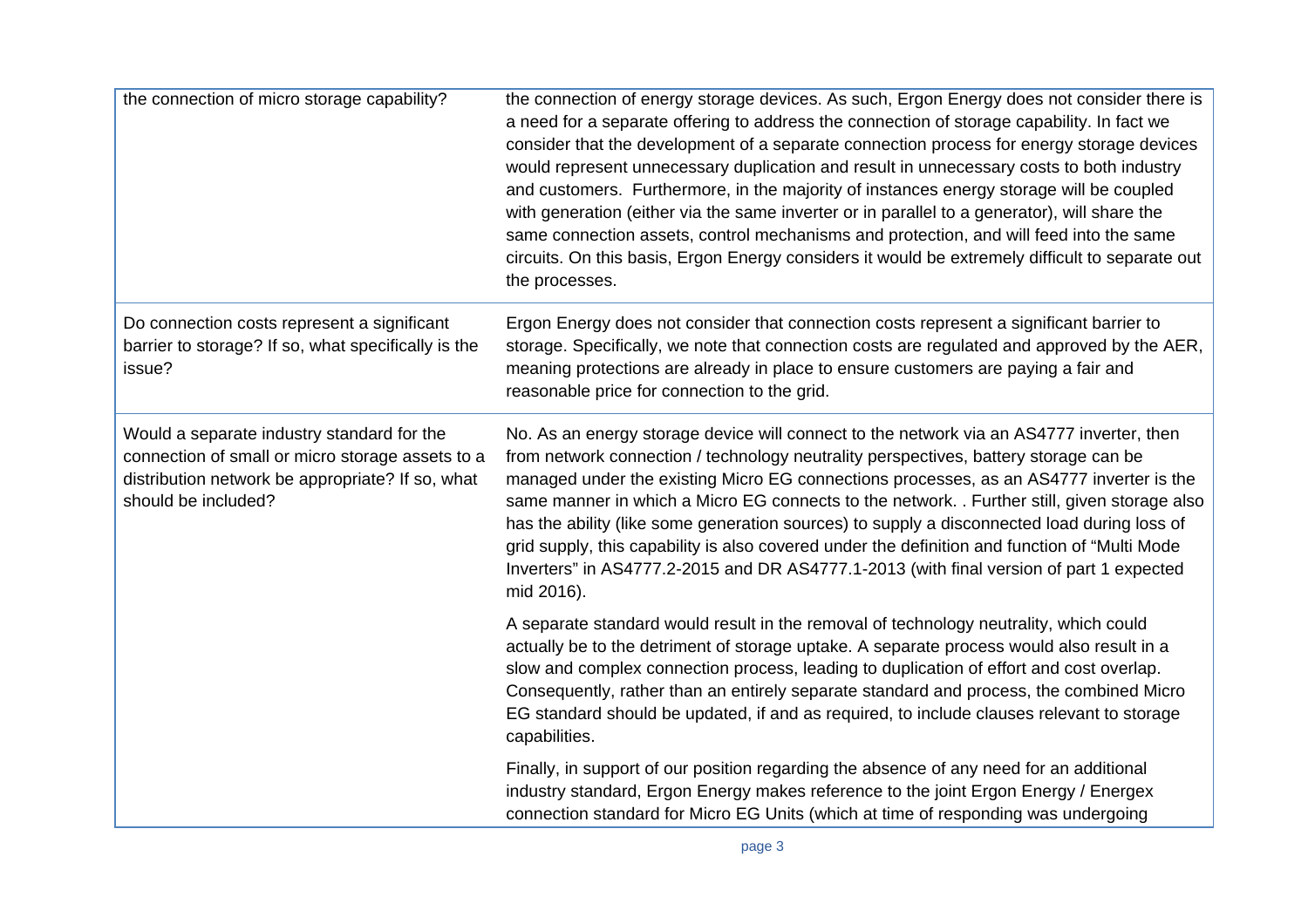| | |
|---|---|
| the connection of micro storage capability? | the connection of energy storage devices. As such, Ergon Energy does not consider there is a need for a separate offering to address the connection of storage capability. In fact we consider that the development of a separate connection process for energy storage devices would represent unnecessary duplication and result in unnecessary costs to both industry and customers. Furthermore, in the majority of instances energy storage will be coupled with generation (either via the same inverter or in parallel to a generator), will share the same connection assets, control mechanisms and protection, and will feed into the same circuits. On this basis, Ergon Energy considers it would be extremely difficult to separate out the processes. |
| Do connection costs represent a significant barrier to storage? If so, what specifically is the issue? | Ergon Energy does not consider that connection costs represent a significant barrier to storage. Specifically, we note that connection costs are regulated and approved by the AER, meaning protections are already in place to ensure customers are paying a fair and reasonable price for connection to the grid. |
| Would a separate industry standard for the connection of small or micro storage assets to a distribution network be appropriate? If so, what should be included? | No. As an energy storage device will connect to the network via an AS4777 inverter, then from network connection / technology neutrality perspectives, battery storage can be managed under the existing Micro EG connections processes, as an AS4777 inverter is the same manner in which a Micro EG connects to the network. . Further still, given storage also has the ability (like some generation sources) to supply a disconnected load during loss of grid supply, this capability is also covered under the definition and function of "Multi Mode Inverters" in AS4777.2-2015 and DR AS4777.1-2013 (with final version of part 1 expected mid 2016).<br><br>A separate standard would result in the removal of technology neutrality, which could actually be to the detriment of storage uptake. A separate process would also result in a slow and complex connection process, leading to duplication of effort and cost overlap. Consequently, rather than an entirely separate standard and process, the combined Micro EG standard should be updated, if and as required, to include clauses relevant to storage capabilities.<br><br>Finally, in support of our position regarding the absence of any need for an additional industry standard, Ergon Energy makes reference to the joint Ergon Energy / Energex connection standard for Micro EG Units (which at time of responding was undergoing |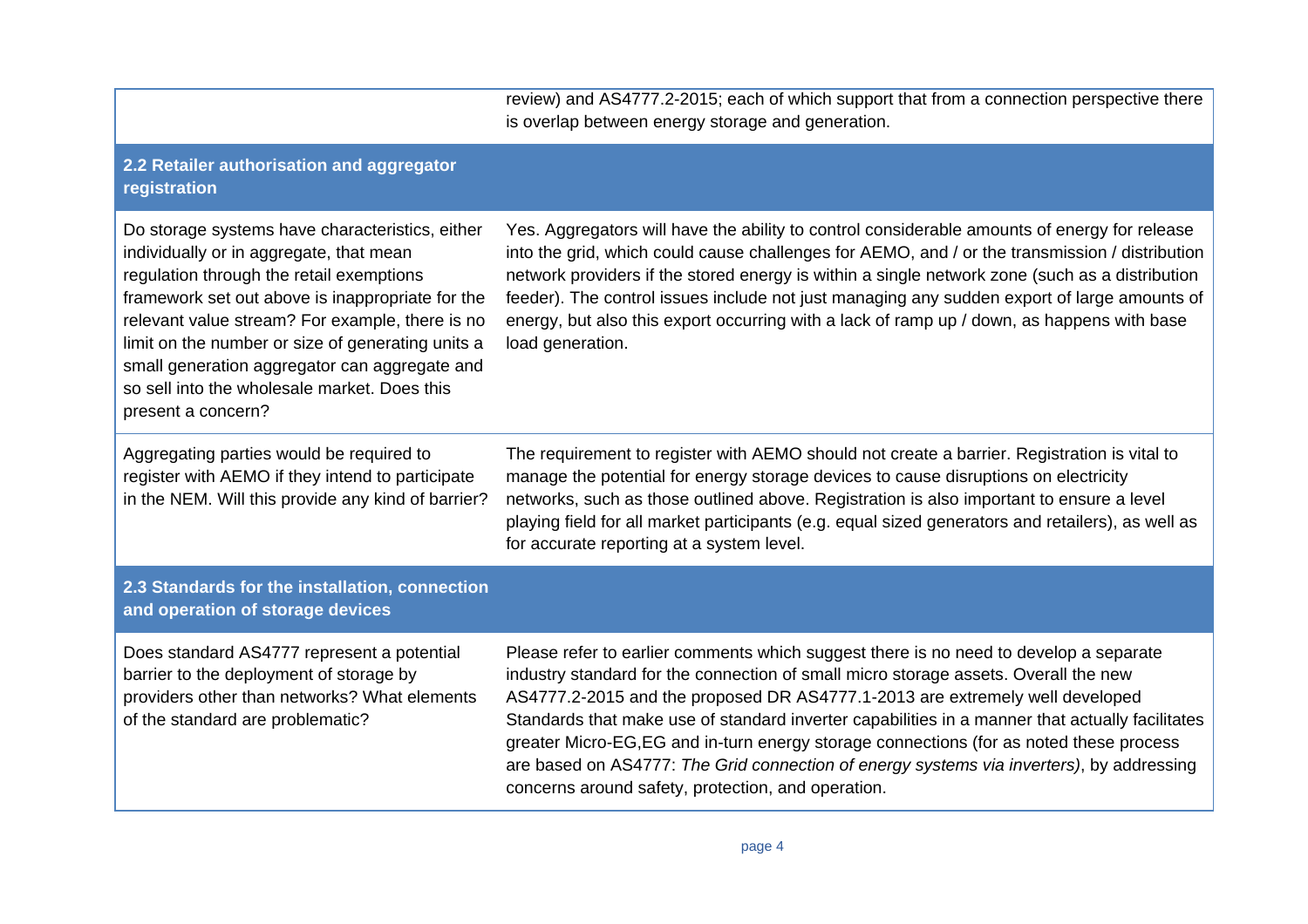| | |
|---|---|
| | review) and AS4777.2-2015; each of which support that from a connection perspective there is overlap between energy storage and generation. |
| **2.2 Retailer authorisation and aggregator registration** | |
| Do storage systems have characteristics, either individually or in aggregate, that mean regulation through the retail exemptions framework set out above is inappropriate for the relevant value stream? For example, there is no limit on the number or size of generating units a small generation aggregator can aggregate and so sell into the wholesale market. Does this present a concern? | Yes. Aggregators will have the ability to control considerable amounts of energy for release into the grid, which could cause challenges for AEMO, and / or the transmission / distribution network providers if the stored energy is within a single network zone (such as a distribution feeder). The control issues include not just managing any sudden export of large amounts of energy, but also this export occurring with a lack of ramp up / down, as happens with base load generation. |
| Aggregating parties would be required to register with AEMO if they intend to participate in the NEM. Will this provide any kind of barrier? | The requirement to register with AEMO should not create a barrier. Registration is vital to manage the potential for energy storage devices to cause disruptions on electricity networks, such as those outlined above. Registration is also important to ensure a level playing field for all market participants (e.g. equal sized generators and retailers), as well as for accurate reporting at a system level. |
| **2.3 Standards for the installation, connection and operation of storage devices** | |
| Does standard AS4777 represent a potential barrier to the deployment of storage by providers other than networks? What elements of the standard are problematic? | Please refer to earlier comments which suggest there is no need to develop a separate industry standard for the connection of small micro storage assets. Overall the new AS4777.2-2015 and the proposed DR AS4777.1-2013 are extremely well developed Standards that make use of standard inverter capabilities in a manner that actually facilitates greater Micro-EG,EG and in-turn energy storage connections (for as noted these process are based on AS4777: *The Grid connection of energy systems via inverters)*, by addressing concerns around safety, protection, and operation. |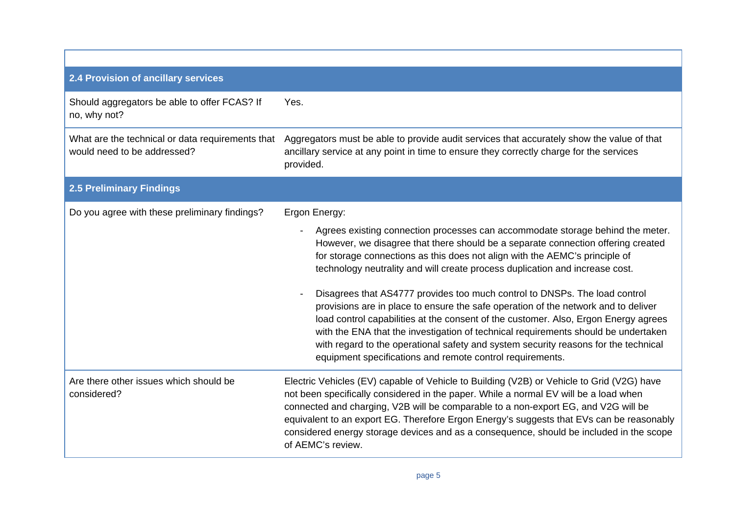| | |
|---|---|
| **2.4 Provision of ancillary services** | |
| Should aggregators be able to offer FCAS? If no, why not? | Yes. |
| What are the technical or data requirements that would need to be addressed? | Aggregators must be able to provide audit services that accurately show the value of that ancillary service at any point in time to ensure they correctly charge for the services provided. |
| **2.5 Preliminary Findings** | |
| Do you agree with these preliminary findings? | Ergon Energy:<br>- Agrees existing connection processes can accommodate storage behind the meter. However, we disagree that there should be a separate connection offering created for storage connections as this does not align with the AEMC's principle of technology neutrality and will create process duplication and increase cost.<br>- Disagrees that AS4777 provides too much control to DNSPs. The load control provisions are in place to ensure the safe operation of the network and to deliver load control capabilities at the consent of the customer. Also, Ergon Energy agrees with the ENA that the investigation of technical requirements should be undertaken with regard to the operational safety and system security reasons for the technical equipment specifications and remote control requirements. |
| Are there other issues which should be considered? | Electric Vehicles (EV) capable of Vehicle to Building (V2B) or Vehicle to Grid (V2G) have not been specifically considered in the paper. While a normal EV will be a load when connected and charging, V2B will be comparable to a non-export EG, and V2G will be equivalent to an export EG. Therefore Ergon Energy's suggests that EVs can be reasonably considered energy storage devices and as a consequence, should be included in the scope of AEMC's review. |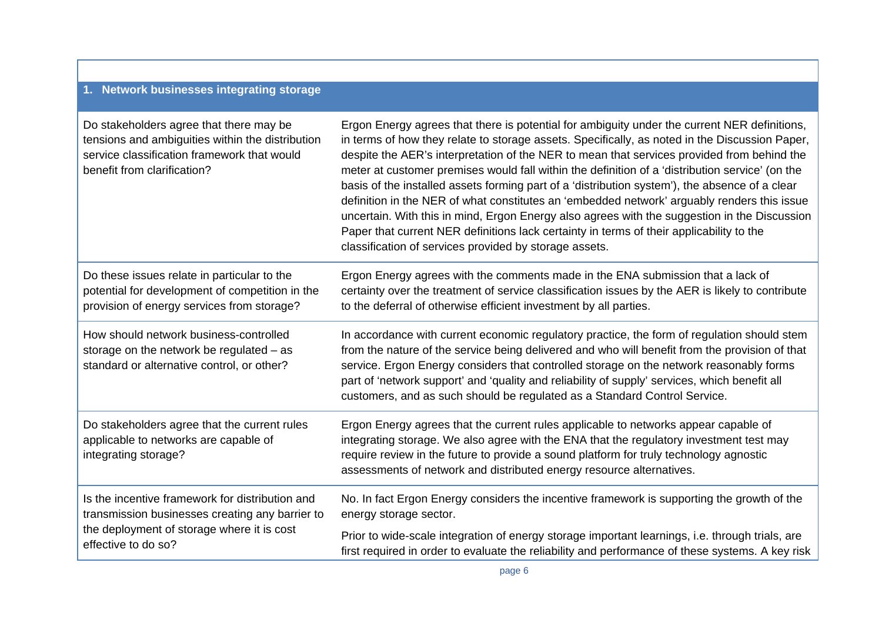| 1. Network businesses integrating storage | |
|---|---|
| Do stakeholders agree that there may be tensions and ambiguities within the distribution service classification framework that would benefit from clarification? | Ergon Energy agrees that there is potential for ambiguity under the current NER definitions, in terms of how they relate to storage assets. Specifically, as noted in the Discussion Paper, despite the AER's interpretation of the NER to mean that services provided from behind the meter at customer premises would fall within the definition of a 'distribution service' (on the basis of the installed assets forming part of a 'distribution system'), the absence of a clear definition in the NER of what constitutes an 'embedded network' arguably renders this issue uncertain. With this in mind, Ergon Energy also agrees with the suggestion in the Discussion Paper that current NER definitions lack certainty in terms of their applicability to the classification of services provided by storage assets. |
| Do these issues relate in particular to the potential for development of competition in the provision of energy services from storage? | Ergon Energy agrees with the comments made in the ENA submission that a lack of certainty over the treatment of service classification issues by the AER is likely to contribute to the deferral of otherwise efficient investment by all parties. |
| How should network business-controlled storage on the network be regulated – as standard or alternative control, or other? | In accordance with current economic regulatory practice, the form of regulation should stem from the nature of the service being delivered and who will benefit from the provision of that service. Ergon Energy considers that controlled storage on the network reasonably forms part of 'network support' and 'quality and reliability of supply' services, which benefit all customers, and as such should be regulated as a Standard Control Service. |
| Do stakeholders agree that the current rules applicable to networks are capable of integrating storage? | Ergon Energy agrees that the current rules applicable to networks appear capable of integrating storage. We also agree with the ENA that the regulatory investment test may require review in the future to provide a sound platform for truly technology agnostic assessments of network and distributed energy resource alternatives. |
| Is the incentive framework for distribution and transmission businesses creating any barrier to the deployment of storage where it is cost effective to do so? | No. In fact Ergon Energy considers the incentive framework is supporting the growth of the energy storage sector.<br><br>Prior to wide-scale integration of energy storage important learnings, i.e. through trials, are first required in order to evaluate the reliability and performance of these systems. A key risk |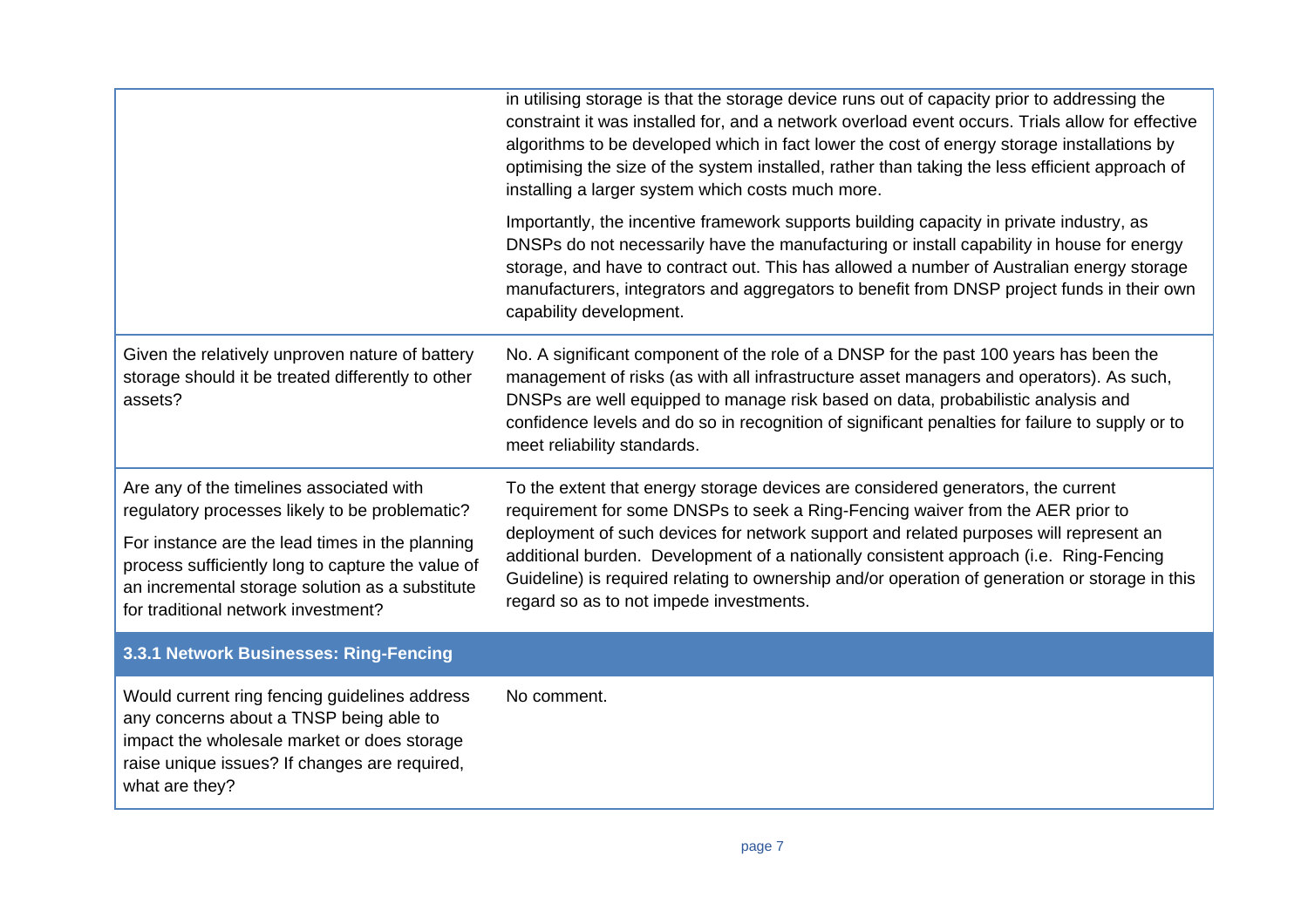| | |
|---|---|
| | in utilising storage is that the storage device runs out of capacity prior to addressing the constraint it was installed for, and a network overload event occurs. Trials allow for effective algorithms to be developed which in fact lower the cost of energy storage installations by optimising the size of the system installed, rather than taking the less efficient approach of installing a larger system which costs much more.<br><br>Importantly, the incentive framework supports building capacity in private industry, as DNSPs do not necessarily have the manufacturing or install capability in house for energy storage, and have to contract out. This has allowed a number of Australian energy storage manufacturers, integrators and aggregators to benefit from DNSP project funds in their own capability development. |
| Given the relatively unproven nature of battery storage should it be treated differently to other assets? | No. A significant component of the role of a DNSP for the past 100 years has been the management of risks (as with all infrastructure asset managers and operators). As such, DNSPs are well equipped to manage risk based on data, probabilistic analysis and confidence levels and do so in recognition of significant penalties for failure to supply or to meet reliability standards. |
| Are any of the timelines associated with regulatory processes likely to be problematic?<br><br>For instance are the lead times in the planning process sufficiently long to capture the value of an incremental storage solution as a substitute for traditional network investment? | To the extent that energy storage devices are considered generators, the current requirement for some DNSPs to seek a Ring-Fencing waiver from the AER prior to deployment of such devices for network support and related purposes will represent an additional burden. Development of a nationally consistent approach (i.e. Ring-Fencing Guideline) is required relating to ownership and/or operation of generation or storage in this regard so as to not impede investments. |
| **3.3.1 Network Businesses: Ring-Fencing** | |
| Would current ring fencing guidelines address any concerns about a TNSP being able to impact the wholesale market or does storage raise unique issues? If changes are required, what are they? | No comment. |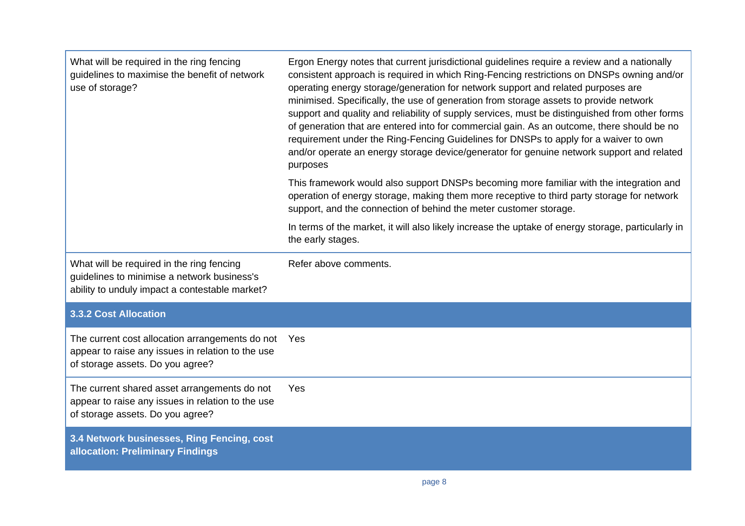| | |
|---|---|
| What will be required in the ring fencing guidelines to maximise the benefit of network use of storage? | Ergon Energy notes that current jurisdictional guidelines require a review and a nationally consistent approach is required in which Ring-Fencing restrictions on DNSPs owning and/or operating energy storage/generation for network support and related purposes are minimised. Specifically, the use of generation from storage assets to provide network support and quality and reliability of supply services, must be distinguished from other forms of generation that are entered into for commercial gain. As an outcome, there should be no requirement under the Ring-Fencing Guidelines for DNSPs to apply for a waiver to own and/or operate an energy storage device/generator for genuine network support and related purposes<br><br>This framework would also support DNSPs becoming more familiar with the integration and operation of energy storage, making them more receptive to third party storage for network support, and the connection of behind the meter customer storage.<br><br>In terms of the market, it will also likely increase the uptake of energy storage, particularly in the early stages. |
| What will be required in the ring fencing guidelines to minimise a network business's ability to unduly impact a contestable market? | Refer above comments. |
| **3.3.2 Cost Allocation** | |
| The current cost allocation arrangements do not appear to raise any issues in relation to the use of storage assets. Do you agree? | Yes |
| The current shared asset arrangements do not appear to raise any issues in relation to the use of storage assets. Do you agree? | Yes |
| **3.4 Network businesses, Ring Fencing, cost allocation: Preliminary Findings** | |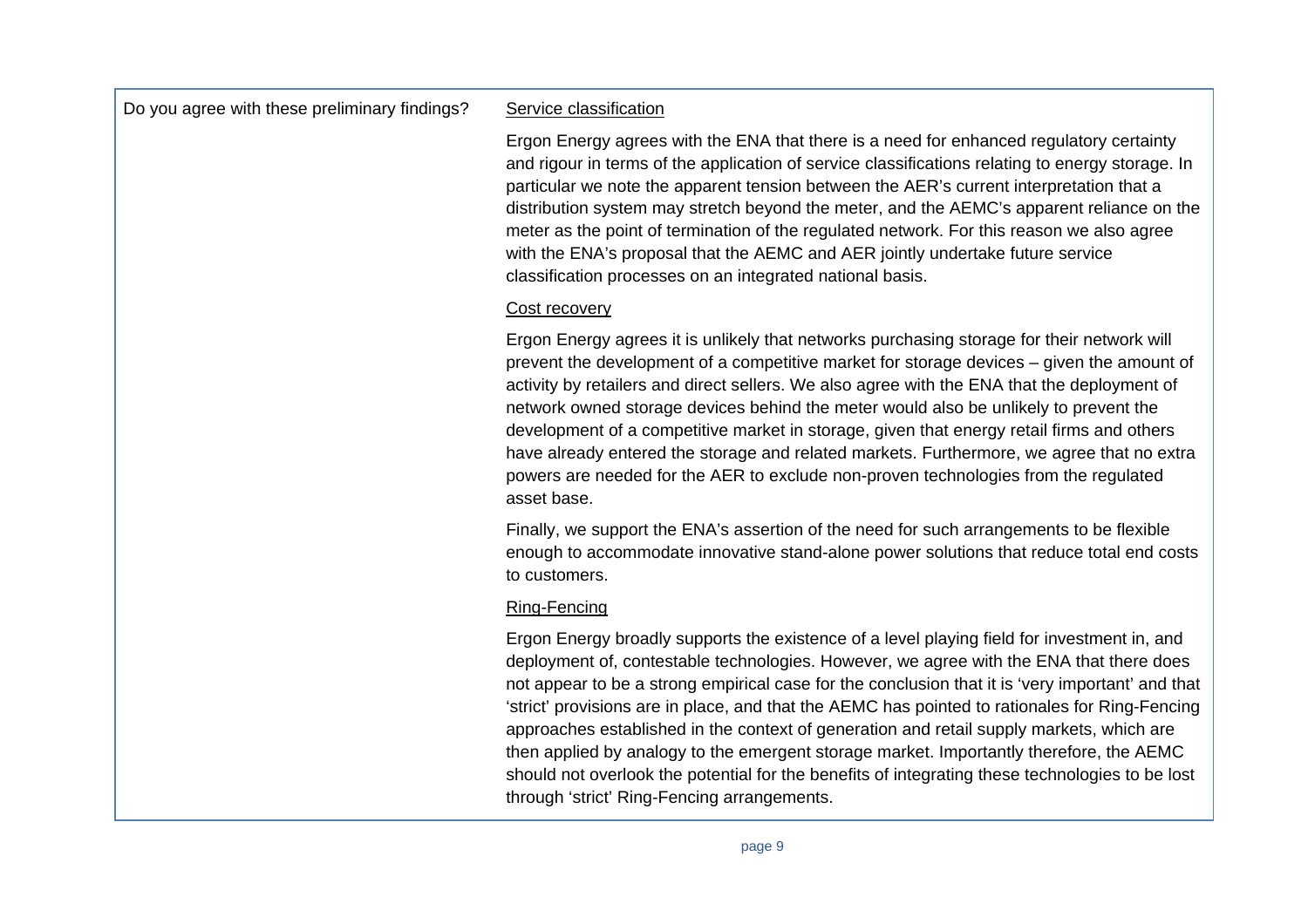| Do you agree with these preliminary findings? | <u>Service classification</u><br><br>Ergon Energy agrees with the ENA that there is a need for enhanced regulatory certainty and rigour in terms of the application of service classifications relating to energy storage. In particular we note the apparent tension between the AER's current interpretation that a distribution system may stretch beyond the meter, and the AEMC's apparent reliance on the meter as the point of termination of the regulated network. For this reason we also agree with the ENA's proposal that the AEMC and AER jointly undertake future service classification processes on an integrated national basis.<br><br><u>Cost recovery</u><br><br>Ergon Energy agrees it is unlikely that networks purchasing storage for their network will prevent the development of a competitive market for storage devices – given the amount of activity by retailers and direct sellers. We also agree with the ENA that the deployment of network owned storage devices behind the meter would also be unlikely to prevent the development of a competitive market in storage, given that energy retail firms and others have already entered the storage and related markets. Furthermore, we agree that no extra powers are needed for the AER to exclude non-proven technologies from the regulated asset base.<br><br>Finally, we support the ENA's assertion of the need for such arrangements to be flexible enough to accommodate innovative stand-alone power solutions that reduce total end costs to customers.<br><br><u>Ring-Fencing</u><br><br>Ergon Energy broadly supports the existence of a level playing field for investment in, and deployment of, contestable technologies. However, we agree with the ENA that there does not appear to be a strong empirical case for the conclusion that it is 'very important' and that 'strict' provisions are in place, and that the AEMC has pointed to rationales for Ring-Fencing approaches established in the context of generation and retail supply markets, which are then applied by analogy to the emergent storage market. Importantly therefore, the AEMC should not overlook the potential for the benefits of integrating these technologies to be lost through 'strict' Ring-Fencing arrangements. |
|---|---|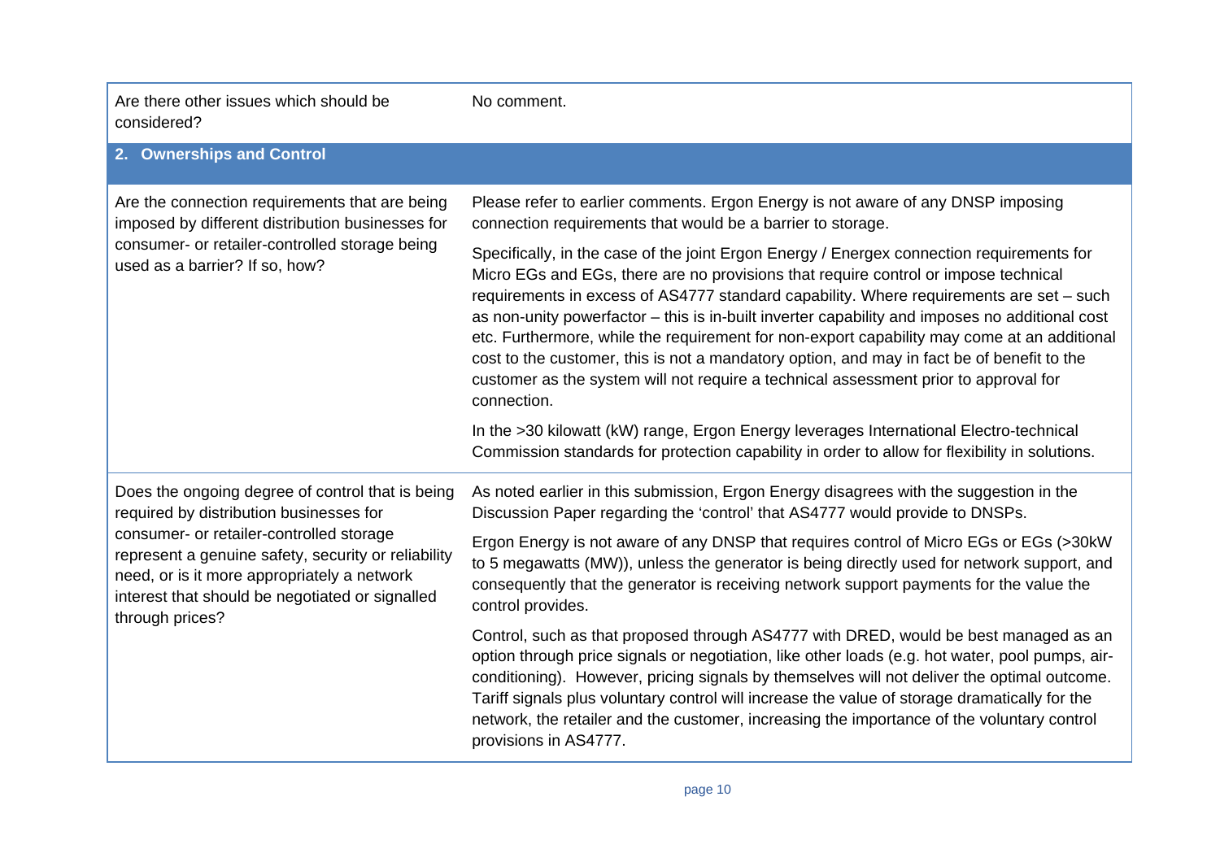| | |
|---|---|
| Are there other issues which should be considered? | No comment. |
| **2. Ownerships and Control** | |
| Are the connection requirements that are being imposed by different distribution businesses for consumer- or retailer-controlled storage being used as a barrier? If so, how? | Please refer to earlier comments. Ergon Energy is not aware of any DNSP imposing connection requirements that would be a barrier to storage.<br><br>Specifically, in the case of the joint Ergon Energy / Energex connection requirements for Micro EGs and EGs, there are no provisions that require control or impose technical requirements in excess of AS4777 standard capability. Where requirements are set – such as non-unity powerfactor – this is in-built inverter capability and imposes no additional cost etc. Furthermore, while the requirement for non-export capability may come at an additional cost to the customer, this is not a mandatory option, and may in fact be of benefit to the customer as the system will not require a technical assessment prior to approval for connection.<br><br>In the >30 kilowatt (kW) range, Ergon Energy leverages International Electro-technical Commission standards for protection capability in order to allow for flexibility in solutions. |
| Does the ongoing degree of control that is being required by distribution businesses for consumer- or retailer-controlled storage represent a genuine safety, security or reliability need, or is it more appropriately a network interest that should be negotiated or signalled through prices? | As noted earlier in this submission, Ergon Energy disagrees with the suggestion in the Discussion Paper regarding the 'control' that AS4777 would provide to DNSPs.<br><br>Ergon Energy is not aware of any DNSP that requires control of Micro EGs or EGs (>30kW to 5 megawatts (MW)), unless the generator is being directly used for network support, and consequently that the generator is receiving network support payments for the value the control provides.<br><br>Control, such as that proposed through AS4777 with DRED, would be best managed as an option through price signals or negotiation, like other loads (e.g. hot water, pool pumps, air-conditioning). However, pricing signals by themselves will not deliver the optimal outcome. Tariff signals plus voluntary control will increase the value of storage dramatically for the network, the retailer and the customer, increasing the importance of the voluntary control provisions in AS4777. |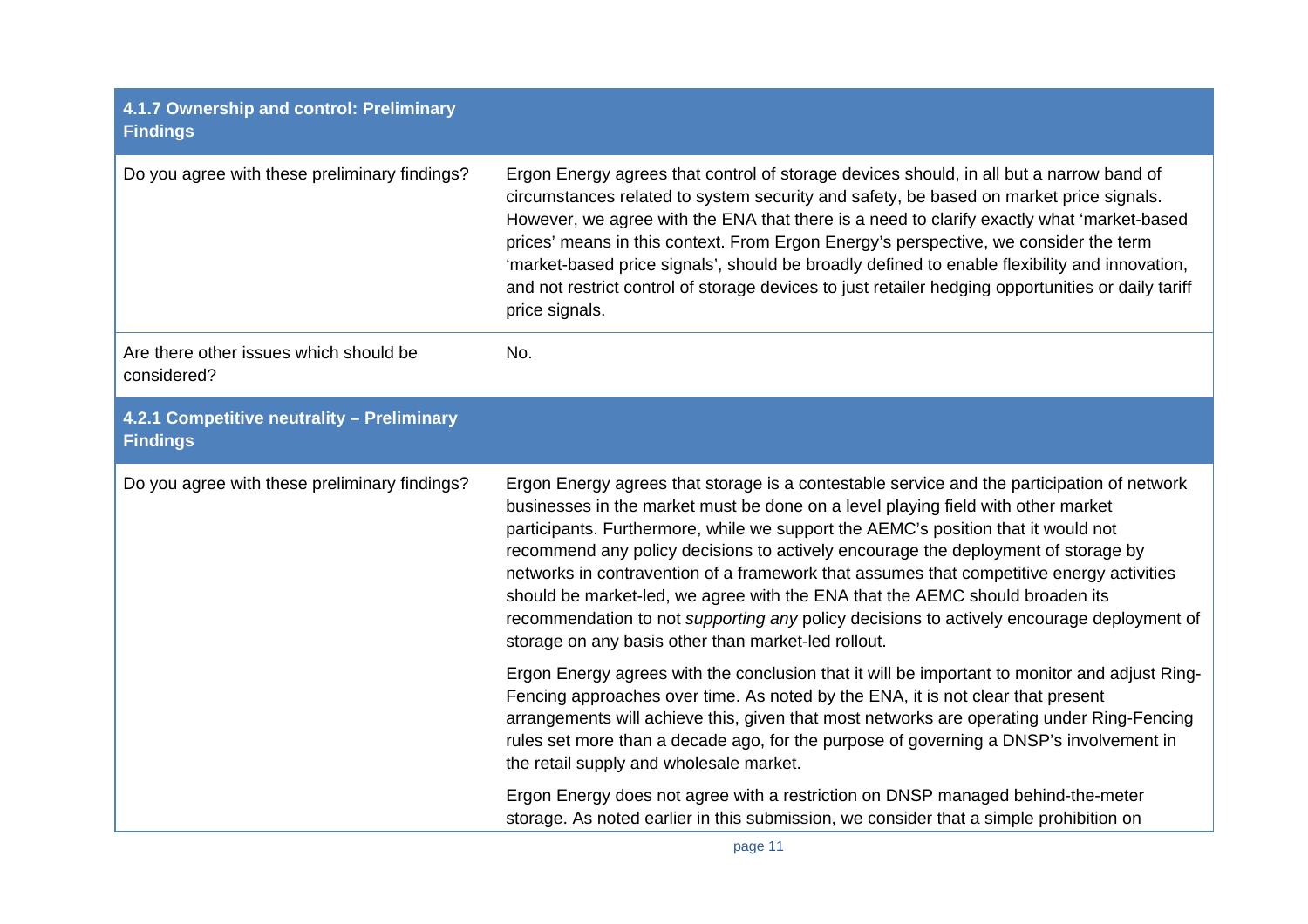| **4.1.7 Ownership and control: Preliminary Findings** | |
|---|---|
| Do you agree with these preliminary findings? | Ergon Energy agrees that control of storage devices should, in all but a narrow band of circumstances related to system security and safety, be based on market price signals. However, we agree with the ENA that there is a need to clarify exactly what 'market-based prices' means in this context. From Ergon Energy's perspective, we consider the term 'market-based price signals', should be broadly defined to enable flexibility and innovation, and not restrict control of storage devices to just retailer hedging opportunities or daily tariff price signals. |
| Are there other issues which should be considered? | No. |
| **4.2.1 Competitive neutrality – Preliminary Findings** | |
| Do you agree with these preliminary findings? | Ergon Energy agrees that storage is a contestable service and the participation of network businesses in the market must be done on a level playing field with other market participants. Furthermore, while we support the AEMC's position that it would not recommend any policy decisions to actively encourage the deployment of storage by networks in contravention of a framework that assumes that competitive energy activities should be market-led, we agree with the ENA that the AEMC should broaden its recommendation to not *supporting any* policy decisions to actively encourage deployment of storage on any basis other than market-led rollout.<br><br>Ergon Energy agrees with the conclusion that it will be important to monitor and adjust Ring-Fencing approaches over time. As noted by the ENA, it is not clear that present arrangements will achieve this, given that most networks are operating under Ring-Fencing rules set more than a decade ago, for the purpose of governing a DNSP's involvement in the retail supply and wholesale market.<br><br>Ergon Energy does not agree with a restriction on DNSP managed behind-the-meter storage. As noted earlier in this submission, we consider that a simple prohibition on |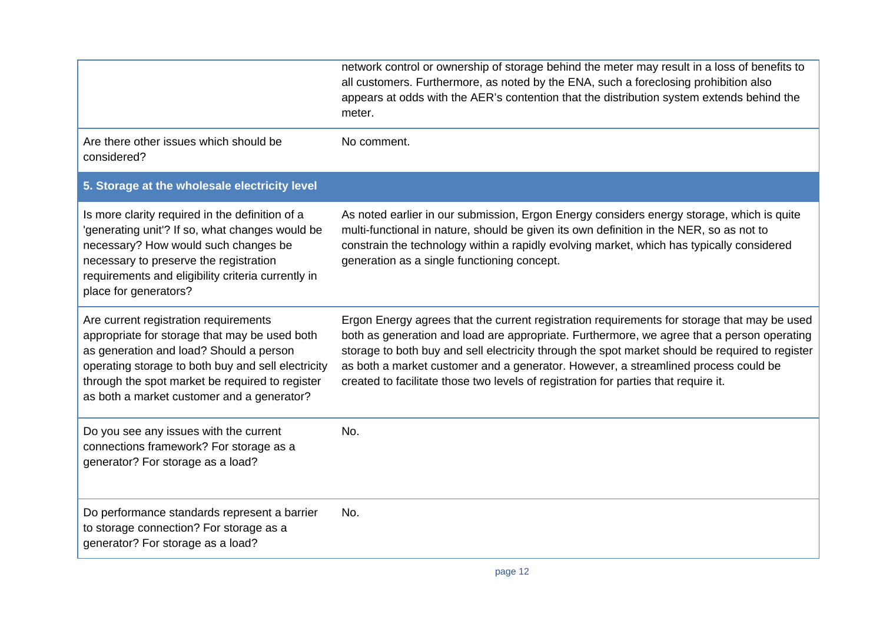| | |
|---|---|
| | network control or ownership of storage behind the meter may result in a loss of benefits to all customers. Furthermore, as noted by the ENA, such a foreclosing prohibition also appears at odds with the AER's contention that the distribution system extends behind the meter. |
| Are there other issues which should be considered? | No comment. |
| **5. Storage at the wholesale electricity level** | |
| Is more clarity required in the definition of a 'generating unit'? If so, what changes would be necessary? How would such changes be necessary to preserve the registration requirements and eligibility criteria currently in place for generators? | As noted earlier in our submission, Ergon Energy considers energy storage, which is quite multi-functional in nature, should be given its own definition in the NER, so as not to constrain the technology within a rapidly evolving market, which has typically considered generation as a single functioning concept. |
| Are current registration requirements appropriate for storage that may be used both as generation and load? Should a person operating storage to both buy and sell electricity through the spot market be required to register as both a market customer and a generator? | Ergon Energy agrees that the current registration requirements for storage that may be used both as generation and load are appropriate. Furthermore, we agree that a person operating storage to both buy and sell electricity through the spot market should be required to register as both a market customer and a generator. However, a streamlined process could be created to facilitate those two levels of registration for parties that require it. |
| Do you see any issues with the current connections framework? For storage as a generator? For storage as a load? | No. |
| Do performance standards represent a barrier to storage connection? For storage as a generator? For storage as a load? | No. |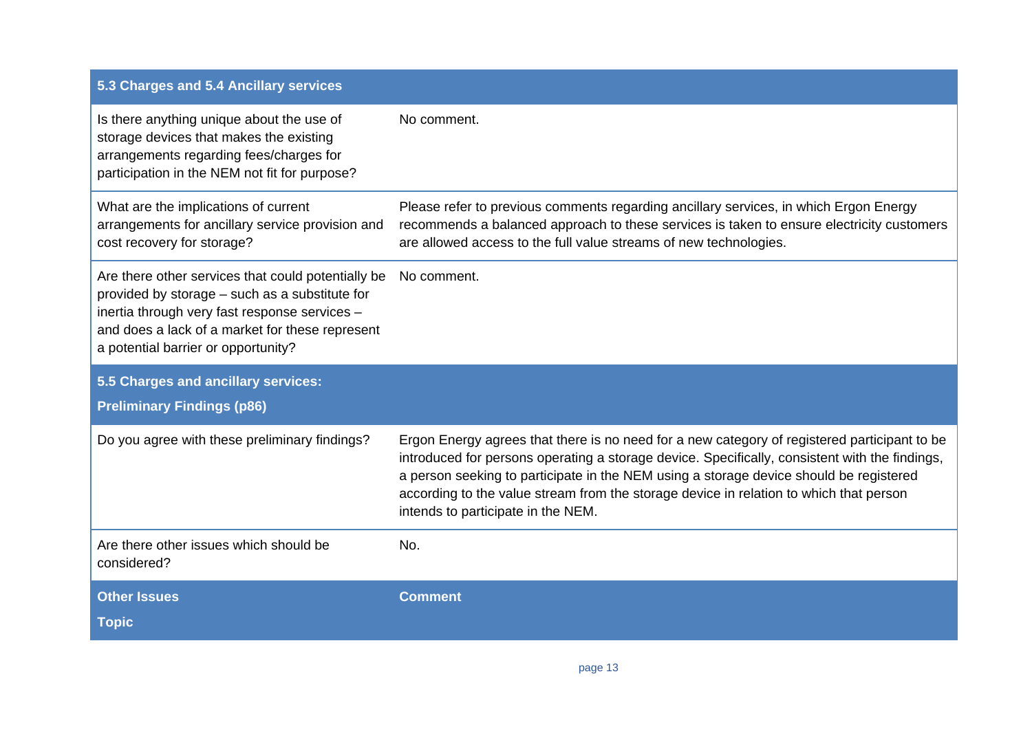| 5.3 Charges and 5.4 Ancillary services | |
|---|---|
| Is there anything unique about the use of storage devices that makes the existing arrangements regarding fees/charges for participation in the NEM not fit for purpose? | No comment. |
| What are the implications of current arrangements for ancillary service provision and cost recovery for storage? | Please refer to previous comments regarding ancillary services, in which Ergon Energy recommends a balanced approach to these services is taken to ensure electricity customers are allowed access to the full value streams of new technologies. |
| Are there other services that could potentially be provided by storage – such as a substitute for inertia through very fast response services – and does a lack of a market for these represent a potential barrier or opportunity? | No comment. |
| **5.5 Charges and ancillary services: Preliminary Findings (p86)** | |
| Do you agree with these preliminary findings? | Ergon Energy agrees that there is no need for a new category of registered participant to be introduced for persons operating a storage device. Specifically, consistent with the findings, a person seeking to participate in the NEM using a storage device should be registered according to the value stream from the storage device in relation to which that person intends to participate in the NEM. |
| Are there other issues which should be considered? | No. |
| **Other Issues Topic** | **Comment** |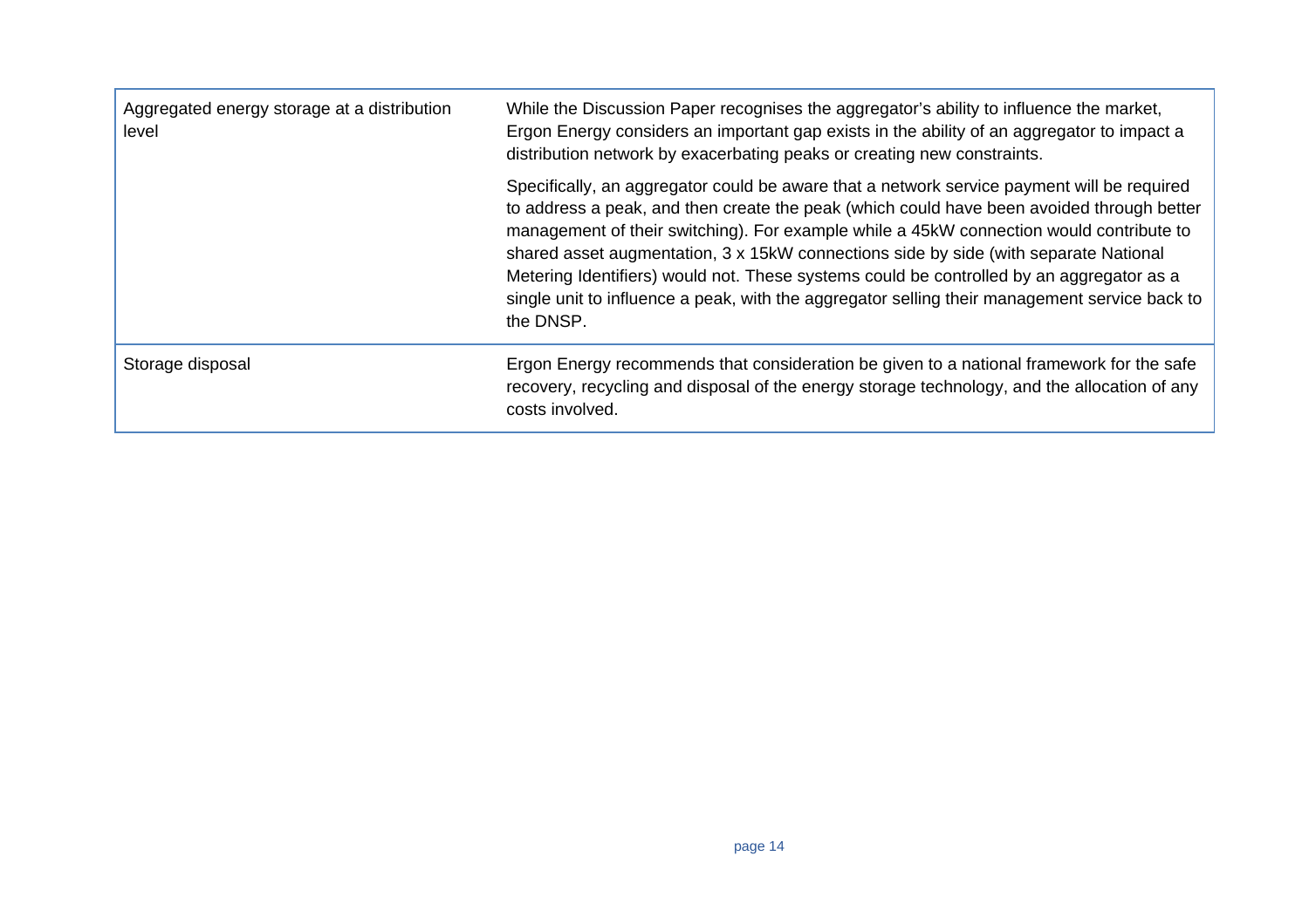| | |
|---|---|
| Aggregated energy storage at a distribution level | While the Discussion Paper recognises the aggregator's ability to influence the market, Ergon Energy considers an important gap exists in the ability of an aggregator to impact a distribution network by exacerbating peaks or creating new constraints.<br><br>Specifically, an aggregator could be aware that a network service payment will be required to address a peak, and then create the peak (which could have been avoided through better management of their switching). For example while a 45kW connection would contribute to shared asset augmentation, 3 x 15kW connections side by side (with separate National Metering Identifiers) would not. These systems could be controlled by an aggregator as a single unit to influence a peak, with the aggregator selling their management service back to the DNSP. |
| Storage disposal | Ergon Energy recommends that consideration be given to a national framework for the safe recovery, recycling and disposal of the energy storage technology, and the allocation of any costs involved. |